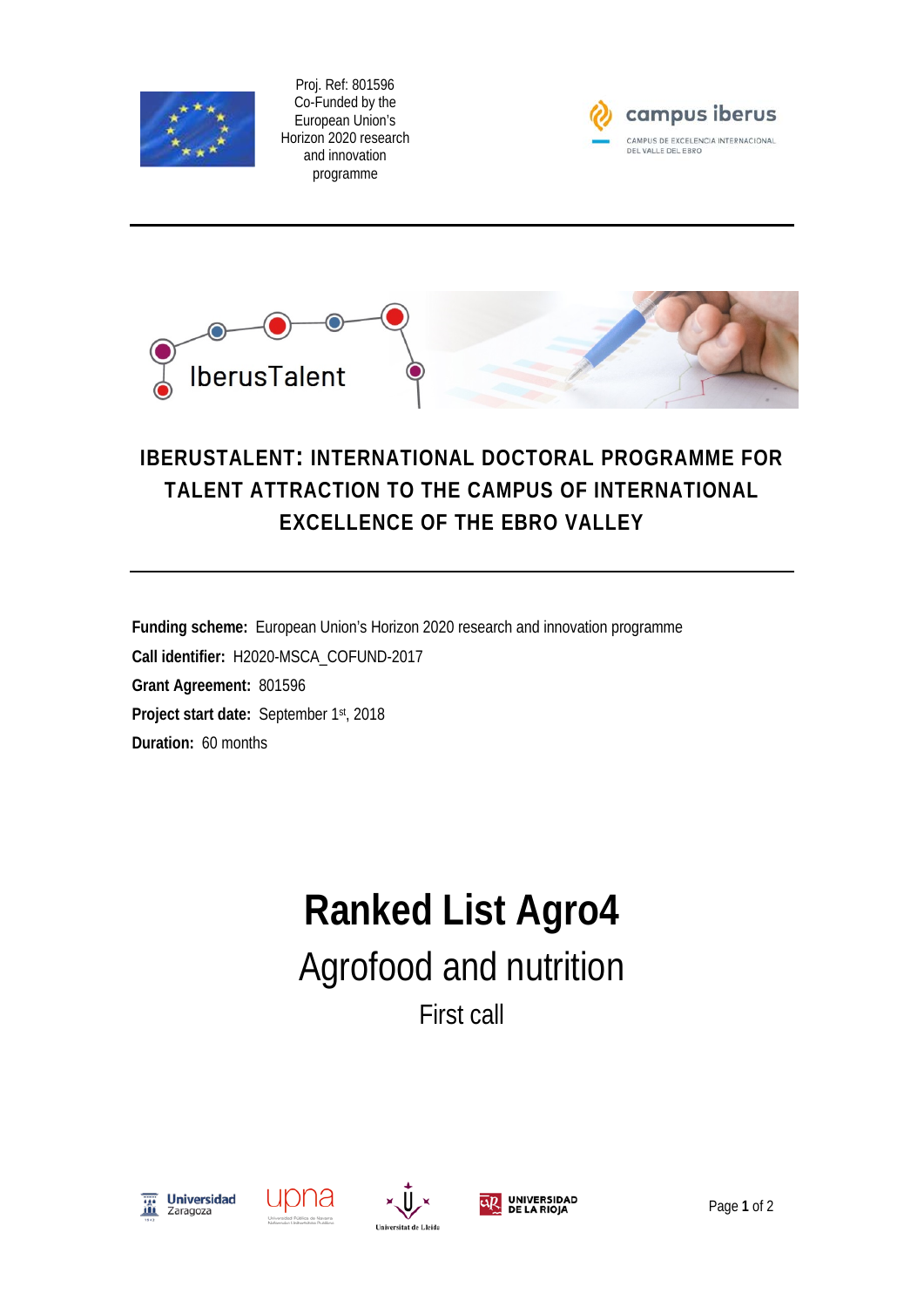Proj. Ref: 801596
Co-Funded by the
European Union's
Horizon 2020 research
and innovation
programme

# IBERUSTALENT: INTERNATIONAL DOCTORAL PROGRAMME FOR TALENT ATTRACTION TO THE CAMPUS OF INTERNATIONAL EXCELLENCE OF THE EBRO VALLEY

**Funding scheme:** European Union's Horizon 2020 research and innovation programme

**Call identifier:** H2020-MSCA_COFUND-2017

**Grant Agreement:** 801596

**Project start date:** September 1st, 2018

**Duration:** 60 months

# Ranked List Agro4

## Agrofood and nutrition

### First call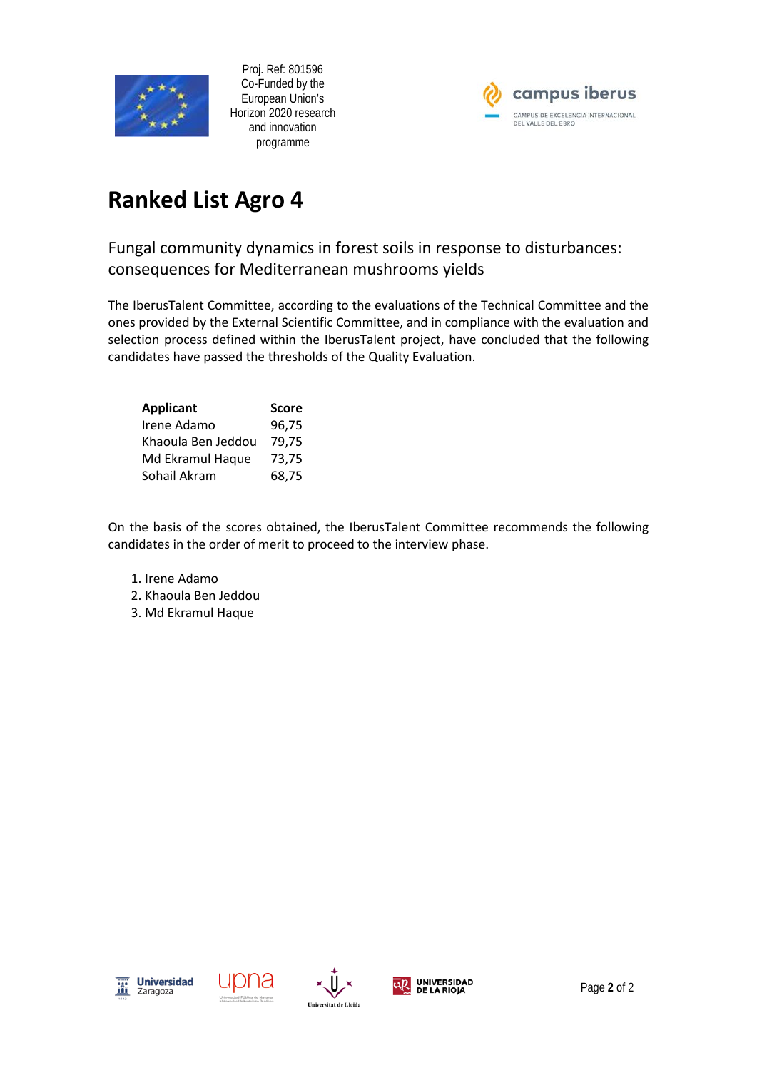Proj. Ref: 801596
Co-Funded by the
European Union's
Horizon 2020 research
and innovation
programme

# Ranked List Agro 4

## Fungal community dynamics in forest soils in response to disturbances: consequences for Mediterranean mushrooms yields

The IberusTalent Committee, according to the evaluations of the Technical Committee and the ones provided by the External Scientific Committee, and in compliance with the evaluation and selection process defined within the IberusTalent project, have concluded that the following candidates have passed the thresholds of the Quality Evaluation.

| Applicant | Score |
| --- | --- |
| Irene Adamo | 96,75 |
| Khaoula Ben Jeddou | 79,75 |
| Md Ekramul Haque | 73,75 |
| Sohail Akram | 68,75 |

On the basis of the scores obtained, the IberusTalent Committee recommends the following candidates in the order of merit to proceed to the interview phase.

1. Irene Adamo
2. Khaoula Ben Jeddou
3. Md Ekramul Haque